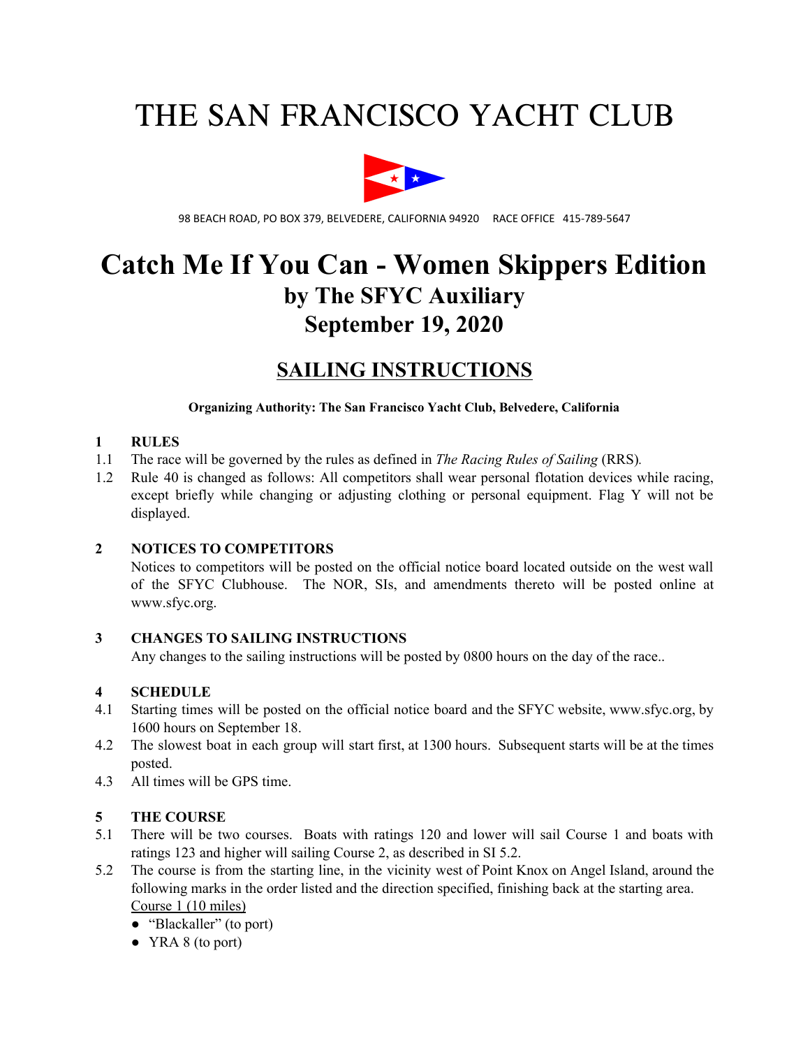# THE SAN FRANCISCO YACHT CLUB

98 BEACH ROAD, PO BOX 379, BELVEDERE, CALIFORNIA 94920 RACE OFFICE 415-789-5647

# Catch Me If You Can - Women Skippers Edition

## by The SFYC Auxiliary

## September 19, 2020

## SAILING INSTRUCTIONS

**Organizing Authority: The San Francisco Yacht Club, Belvedere, California**

### 1 RULES

1.1 The race will be governed by the rules as defined in *The Racing Rules of Sailing* (RRS).

1.2 Rule 40 is changed as follows: All competitors shall wear personal flotation devices while racing, except briefly while changing or adjusting clothing or personal equipment. Flag Y will not be displayed.

### 2 NOTICES TO COMPETITORS

Notices to competitors will be posted on the official notice board located outside on the west wall of the SFYC Clubhouse. The NOR, SIs, and amendments thereto will be posted online at www.sfyc.org.

### 3 CHANGES TO SAILING INSTRUCTIONS

Any changes to the sailing instructions will be posted by 0800 hours on the day of the race..

### 4 SCHEDULE

4.1 Starting times will be posted on the official notice board and the SFYC website, www.sfyc.org, by 1600 hours on September 18.

4.2 The slowest boat in each group will start first, at 1300 hours. Subsequent starts will be at the times posted.

4.3 All times will be GPS time.

### 5 THE COURSE

5.1 There will be two courses. Boats with ratings 120 and lower will sail Course 1 and boats with ratings 123 and higher will sailing Course 2, as described in SI 5.2.

5.2 The course is from the starting line, in the vicinity west of Point Knox on Angel Island, around the following marks in the order listed and the direction specified, finishing back at the starting area.

Course 1 (10 miles)

- "Blackaller" (to port)
- YRA 8 (to port)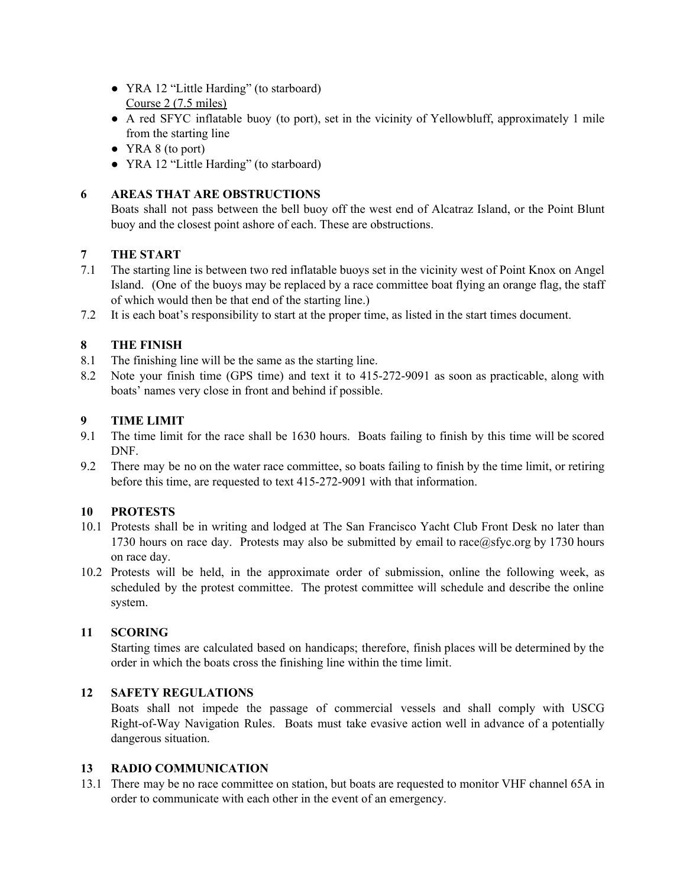- YRA 12 "Little Harding" (to starboard)

<u>Course 2 (7.5 miles)</u>

- A red SFYC inflatable buoy (to port), set in the vicinity of Yellowbluff, approximately 1 mile from the starting line
- YRA 8 (to port)
- YRA 12 "Little Harding" (to starboard)

## 6 AREAS THAT ARE OBSTRUCTIONS

Boats shall not pass between the bell buoy off the west end of Alcatraz Island, or the Point Blunt buoy and the closest point ashore of each. These are obstructions.

## 7 THE START

7.1 The starting line is between two red inflatable buoys set in the vicinity west of Point Knox on Angel Island. (One of the buoys may be replaced by a race committee boat flying an orange flag, the staff of which would then be that end of the starting line.)

7.2 It is each boat's responsibility to start at the proper time, as listed in the start times document.

## 8 THE FINISH

8.1 The finishing line will be the same as the starting line.

8.2 Note your finish time (GPS time) and text it to 415-272-9091 as soon as practicable, along with boats' names very close in front and behind if possible.

## 9 TIME LIMIT

9.1 The time limit for the race shall be 1630 hours. Boats failing to finish by this time will be scored DNF.

9.2 There may be no on the water race committee, so boats failing to finish by the time limit, or retiring before this time, are requested to text 415-272-9091 with that information.

## 10 PROTESTS

10.1 Protests shall be in writing and lodged at The San Francisco Yacht Club Front Desk no later than 1730 hours on race day. Protests may also be submitted by email to race@sfyc.org by 1730 hours on race day.

10.2 Protests will be held, in the approximate order of submission, online the following week, as scheduled by the protest committee. The protest committee will schedule and describe the online system.

## 11 SCORING

Starting times are calculated based on handicaps; therefore, finish places will be determined by the order in which the boats cross the finishing line within the time limit.

## 12 SAFETY REGULATIONS

Boats shall not impede the passage of commercial vessels and shall comply with USCG Right-of-Way Navigation Rules. Boats must take evasive action well in advance of a potentially dangerous situation.

## 13 RADIO COMMUNICATION

13.1 There may be no race committee on station, but boats are requested to monitor VHF channel 65A in order to communicate with each other in the event of an emergency.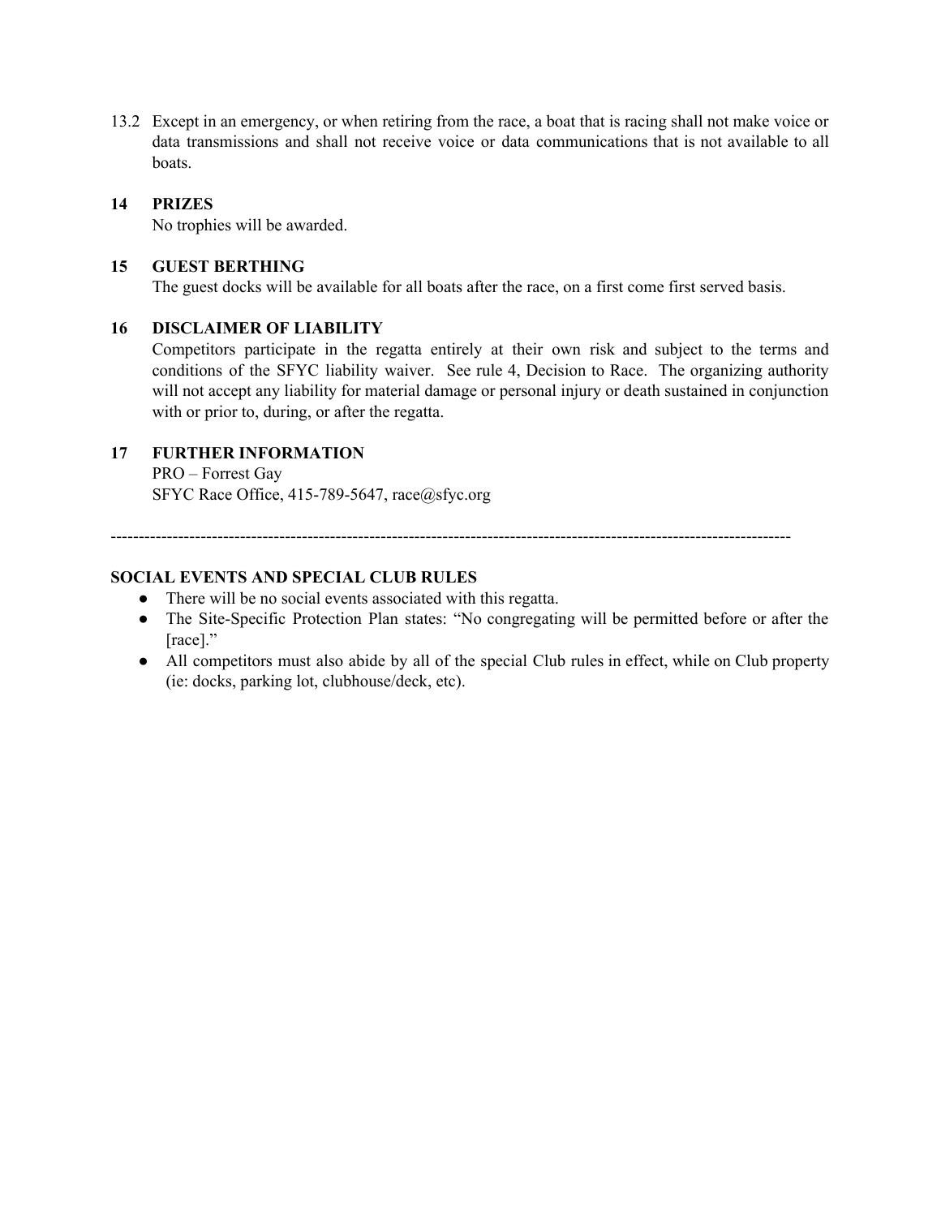13.2 Except in an emergency, or when retiring from the race, a boat that is racing shall not make voice or data transmissions and shall not receive voice or data communications that is not available to all boats.

## 14 PRIZES

No trophies will be awarded.

## 15 GUEST BERTHING

The guest docks will be available for all boats after the race, on a first come first served basis.

## 16 DISCLAIMER OF LIABILITY

Competitors participate in the regatta entirely at their own risk and subject to the terms and conditions of the SFYC liability waiver. See rule 4, Decision to Race. The organizing authority will not accept any liability for material damage or personal injury or death sustained in conjunction with or prior to, during, or after the regatta.

## 17 FURTHER INFORMATION

PRO – Forrest Gay
SFYC Race Office, 415-789-5647, race@sfyc.org

---

## SOCIAL EVENTS AND SPECIAL CLUB RULES

- There will be no social events associated with this regatta.
- The Site-Specific Protection Plan states: "No congregating will be permitted before or after the [race]."
- All competitors must also abide by all of the special Club rules in effect, while on Club property (ie: docks, parking lot, clubhouse/deck, etc).